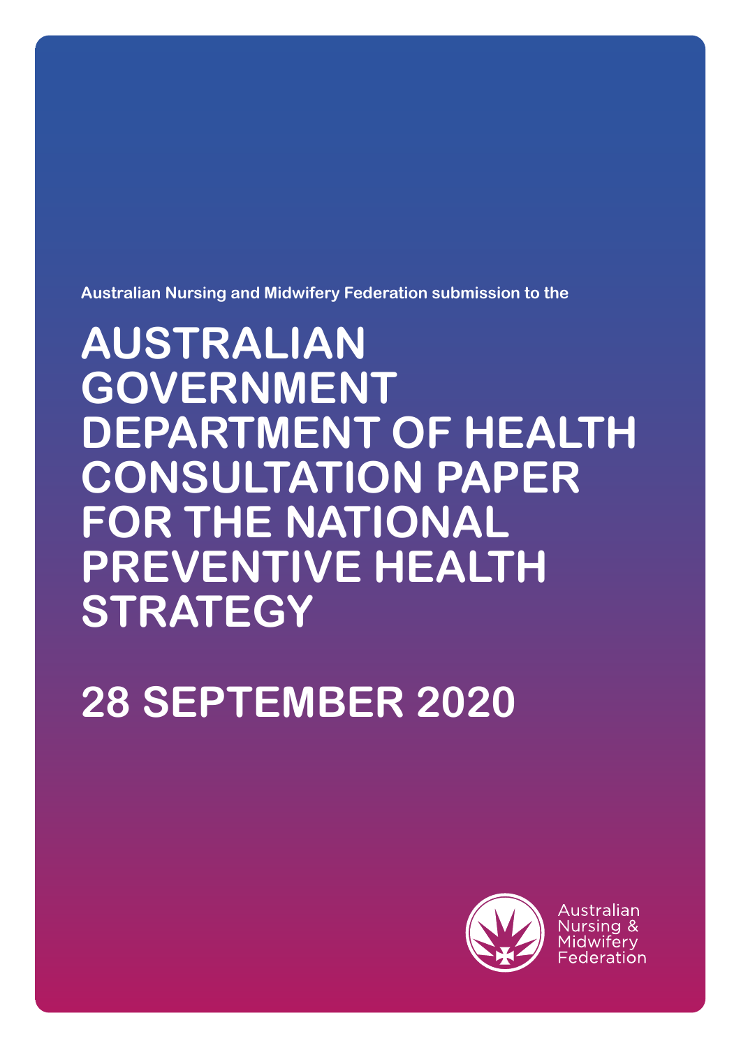Australian Nursing and Midwifery Federation submission to the

# AUSTRALIAN GOVERNMENT DEPARTMENT OF HEALTH CONSULTATION PAPER FOR THE NATIONAL PREVENTIVE HEALTH STRATEGY

# 28 SEPTEMBER 2020

Australian Nursing & Midwifery Federation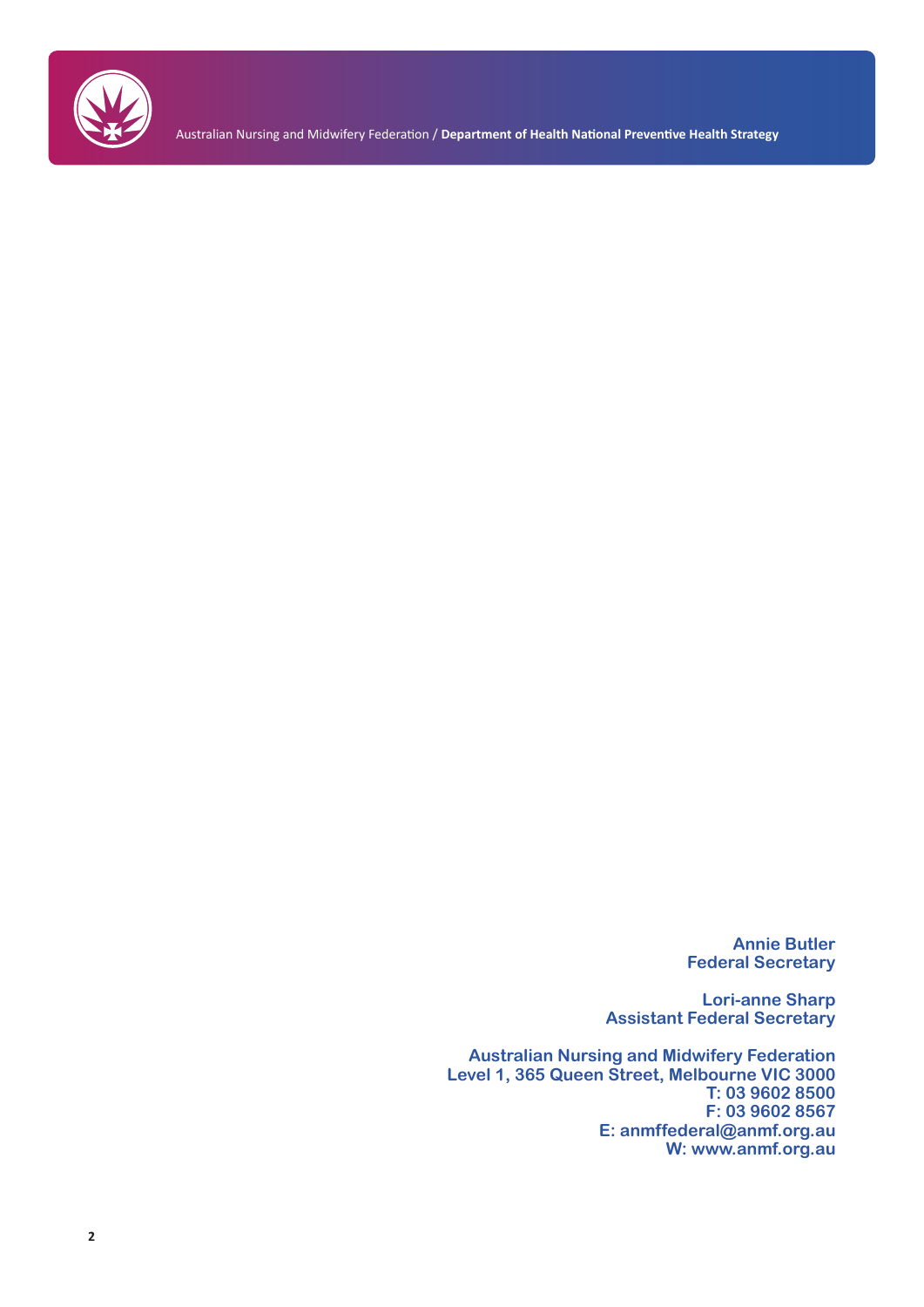**Annie Butler**
**Federal Secretary**

**Lori-anne Sharp**
**Assistant Federal Secretary**

**Australian Nursing and Midwifery Federation**
**Level 1, 365 Queen Street, Melbourne VIC 3000**
**T: 03 9602 8500**
**F: 03 9602 8567**
**E: anmffederal@anmf.org.au**
**W: www.anmf.org.au**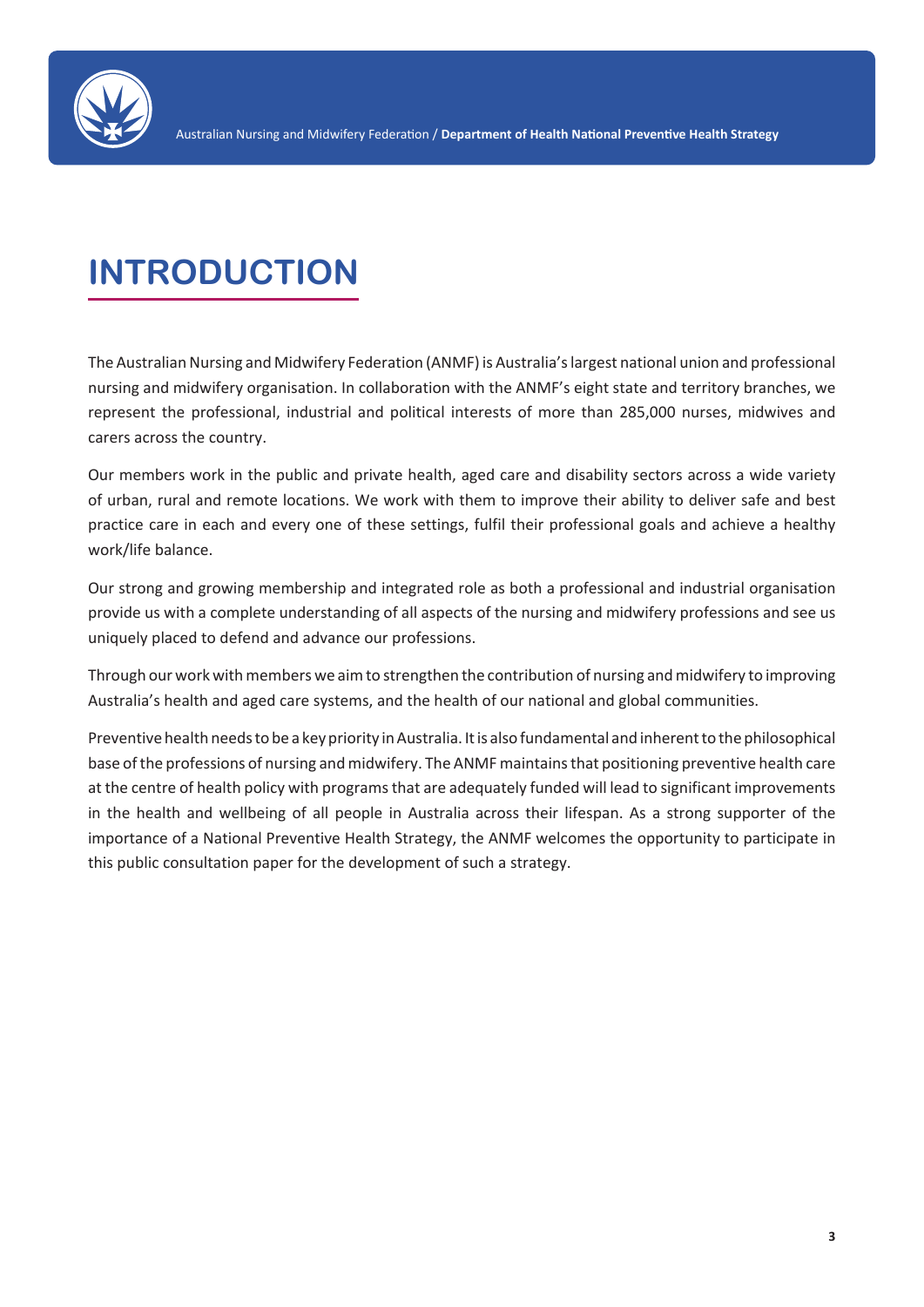# INTRODUCTION

The Australian Nursing and Midwifery Federation (ANMF) is Australia's largest national union and professional nursing and midwifery organisation. In collaboration with the ANMF's eight state and territory branches, we represent the professional, industrial and political interests of more than 285,000 nurses, midwives and carers across the country.

Our members work in the public and private health, aged care and disability sectors across a wide variety of urban, rural and remote locations. We work with them to improve their ability to deliver safe and best practice care in each and every one of these settings, fulfil their professional goals and achieve a healthy work/life balance.

Our strong and growing membership and integrated role as both a professional and industrial organisation provide us with a complete understanding of all aspects of the nursing and midwifery professions and see us uniquely placed to defend and advance our professions.

Through our work with members we aim to strengthen the contribution of nursing and midwifery to improving Australia's health and aged care systems, and the health of our national and global communities.

Preventive health needs to be a key priority in Australia. It is also fundamental and inherent to the philosophical base of the professions of nursing and midwifery. The ANMF maintains that positioning preventive health care at the centre of health policy with programs that are adequately funded will lead to significant improvements in the health and wellbeing of all people in Australia across their lifespan. As a strong supporter of the importance of a National Preventive Health Strategy, the ANMF welcomes the opportunity to participate in this public consultation paper for the development of such a strategy.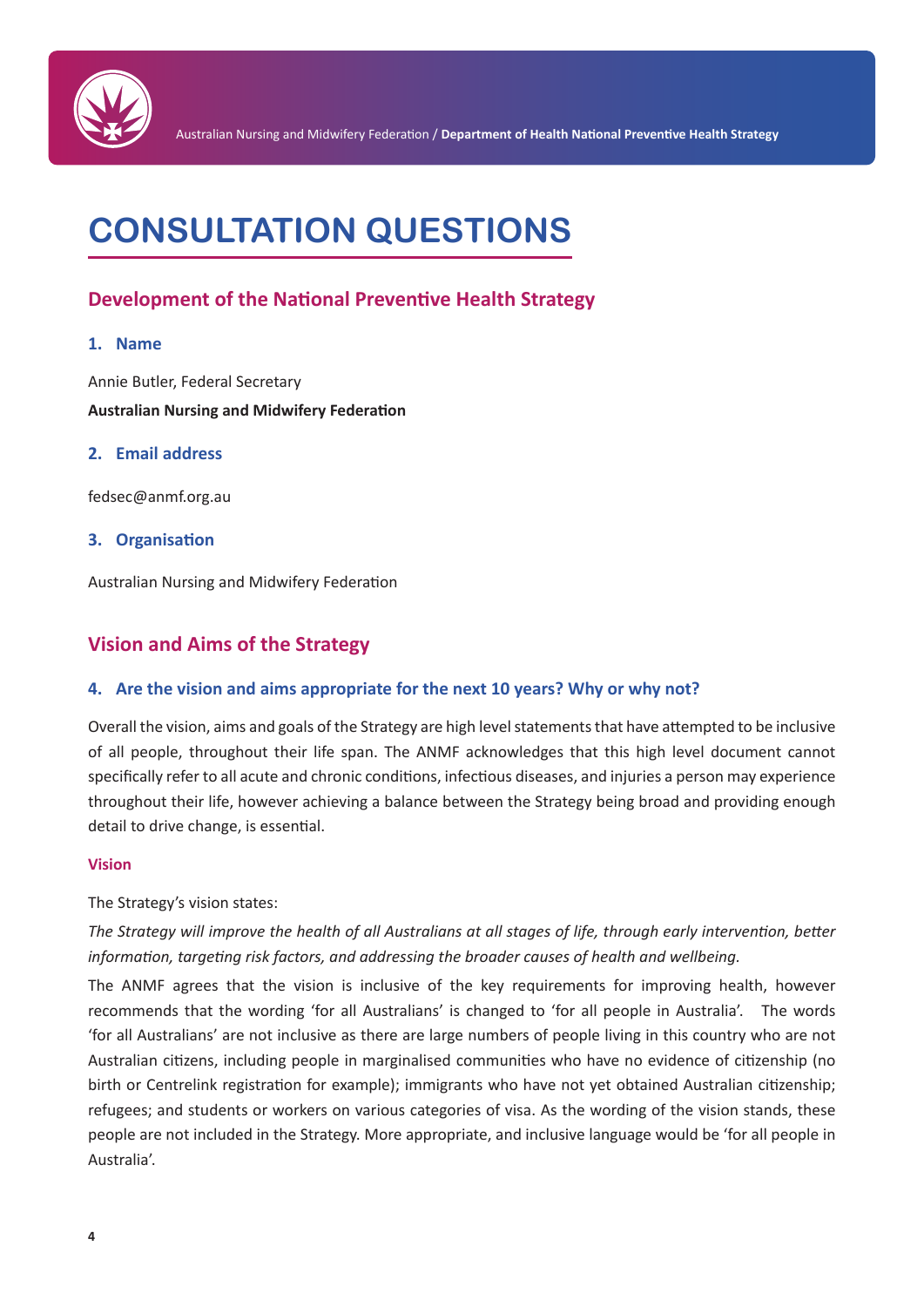# CONSULTATION QUESTIONS

## Development of the National Preventive Health Strategy

### 1. Name

Annie Butler, Federal Secretary

**Australian Nursing and Midwifery Federation**

### 2. Email address

fedsec@anmf.org.au

### 3. Organisation

Australian Nursing and Midwifery Federation

## Vision and Aims of the Strategy

### 4. Are the vision and aims appropriate for the next 10 years? Why or why not?

Overall the vision, aims and goals of the Strategy are high level statements that have attempted to be inclusive of all people, throughout their life span. The ANMF acknowledges that this high level document cannot specifically refer to all acute and chronic conditions, infectious diseases, and injuries a person may experience throughout their life, however achieving a balance between the Strategy being broad and providing enough detail to drive change, is essential.

#### Vision

The Strategy's vision states:

*The Strategy will improve the health of all Australians at all stages of life, through early intervention, better information, targeting risk factors, and addressing the broader causes of health and wellbeing.*

The ANMF agrees that the vision is inclusive of the key requirements for improving health, however recommends that the wording 'for all Australians' is changed to 'for all people in Australia'. The words 'for all Australians' are not inclusive as there are large numbers of people living in this country who are not Australian citizens, including people in marginalised communities who have no evidence of citizenship (no birth or Centrelink registration for example); immigrants who have not yet obtained Australian citizenship; refugees; and students or workers on various categories of visa. As the wording of the vision stands, these people are not included in the Strategy. More appropriate, and inclusive language would be 'for all people in Australia'.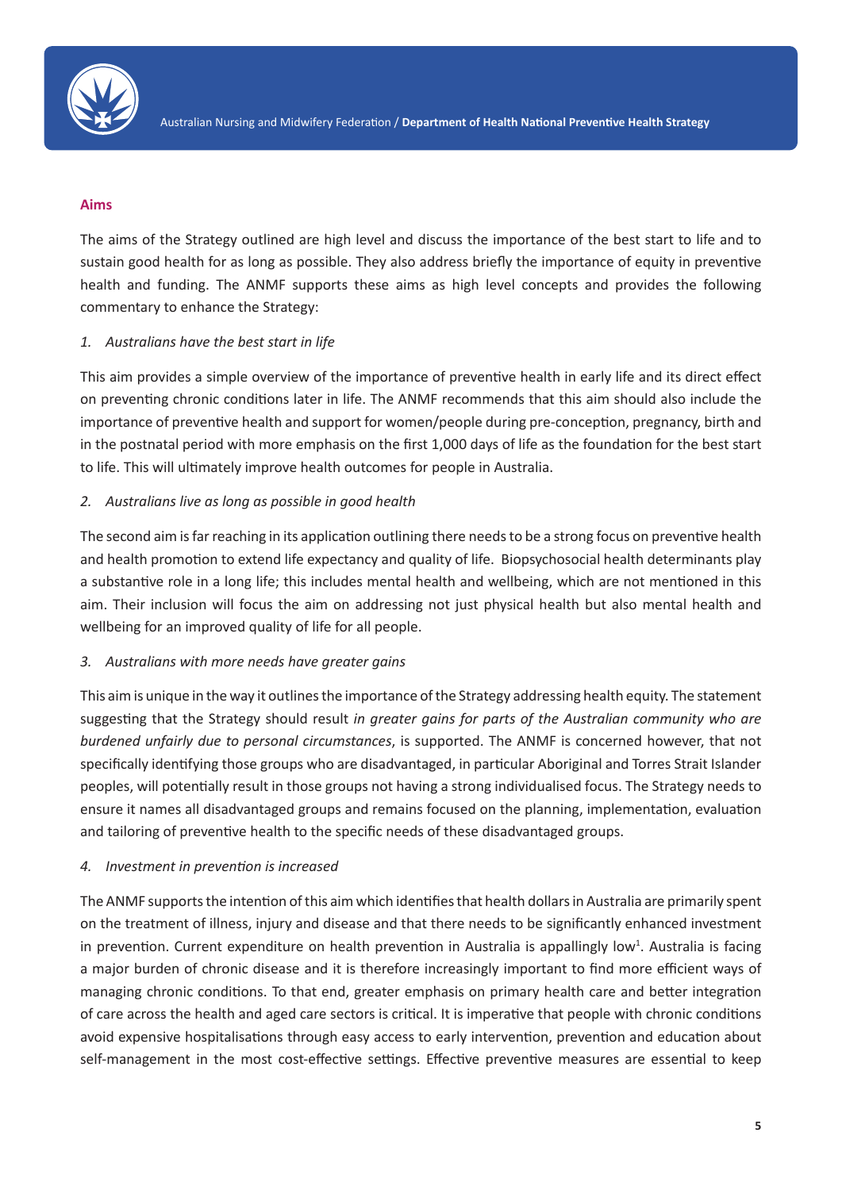## Aims

The aims of the Strategy outlined are high level and discuss the importance of the best start to life and to sustain good health for as long as possible. They also address briefly the importance of equity in preventive health and funding. The ANMF supports these aims as high level concepts and provides the following commentary to enhance the Strategy:

*1. Australians have the best start in life*

This aim provides a simple overview of the importance of preventive health in early life and its direct effect on preventing chronic conditions later in life. The ANMF recommends that this aim should also include the importance of preventive health and support for women/people during pre-conception, pregnancy, birth and in the postnatal period with more emphasis on the first 1,000 days of life as the foundation for the best start to life. This will ultimately improve health outcomes for people in Australia.

*2. Australians live as long as possible in good health*

The second aim is far reaching in its application outlining there needs to be a strong focus on preventive health and health promotion to extend life expectancy and quality of life. Biopsychosocial health determinants play a substantive role in a long life; this includes mental health and wellbeing, which are not mentioned in this aim. Their inclusion will focus the aim on addressing not just physical health but also mental health and wellbeing for an improved quality of life for all people.

*3. Australians with more needs have greater gains*

This aim is unique in the way it outlines the importance of the Strategy addressing health equity. The statement suggesting that the Strategy should result *in greater gains for parts of the Australian community who are burdened unfairly due to personal circumstances*, is supported. The ANMF is concerned however, that not specifically identifying those groups who are disadvantaged, in particular Aboriginal and Torres Strait Islander peoples, will potentially result in those groups not having a strong individualised focus. The Strategy needs to ensure it names all disadvantaged groups and remains focused on the planning, implementation, evaluation and tailoring of preventive health to the specific needs of these disadvantaged groups.

*4. Investment in prevention is increased*

The ANMF supports the intention of this aim which identifies that health dollars in Australia are primarily spent on the treatment of illness, injury and disease and that there needs to be significantly enhanced investment in prevention. Current expenditure on health prevention in Australia is appallingly low[1]. Australia is facing a major burden of chronic disease and it is therefore increasingly important to find more efficient ways of managing chronic conditions. To that end, greater emphasis on primary health care and better integration of care across the health and aged care sectors is critical. It is imperative that people with chronic conditions avoid expensive hospitalisations through easy access to early intervention, prevention and education about self-management in the most cost-effective settings. Effective preventive measures are essential to keep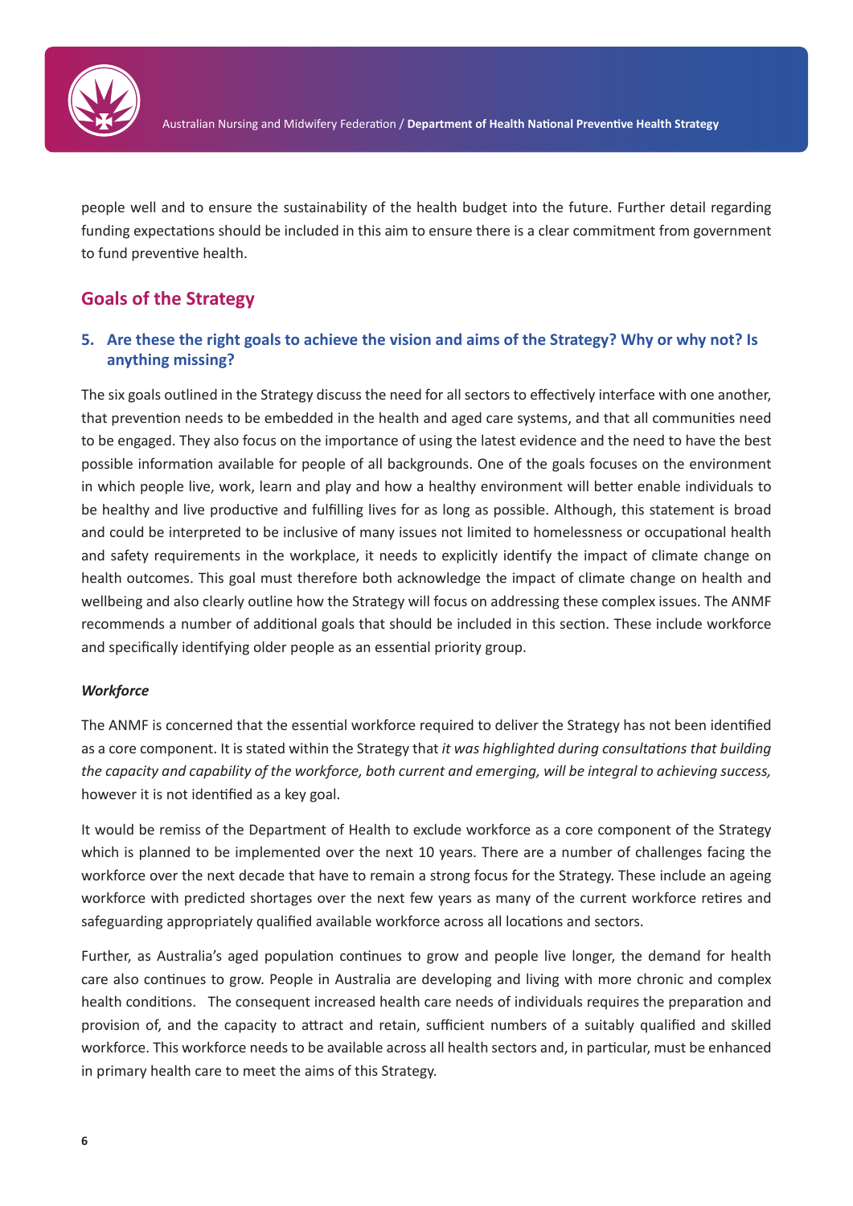people well and to ensure the sustainability of the health budget into the future. Further detail regarding funding expectations should be included in this aim to ensure there is a clear commitment from government to fund preventive health.

## Goals of the Strategy

### 5. Are these the right goals to achieve the vision and aims of the Strategy? Why or why not? Is anything missing?

The six goals outlined in the Strategy discuss the need for all sectors to effectively interface with one another, that prevention needs to be embedded in the health and aged care systems, and that all communities need to be engaged. They also focus on the importance of using the latest evidence and the need to have the best possible information available for people of all backgrounds. One of the goals focuses on the environment in which people live, work, learn and play and how a healthy environment will better enable individuals to be healthy and live productive and fulfilling lives for as long as possible. Although, this statement is broad and could be interpreted to be inclusive of many issues not limited to homelessness or occupational health and safety requirements in the workplace, it needs to explicitly identify the impact of climate change on health outcomes. This goal must therefore both acknowledge the impact of climate change on health and wellbeing and also clearly outline how the Strategy will focus on addressing these complex issues. The ANMF recommends a number of additional goals that should be included in this section. These include workforce and specifically identifying older people as an essential priority group.

***Workforce***

The ANMF is concerned that the essential workforce required to deliver the Strategy has not been identified as a core component. It is stated within the Strategy that *it was highlighted during consultations that building the capacity and capability of the workforce, both current and emerging, will be integral to achieving success,* however it is not identified as a key goal.

It would be remiss of the Department of Health to exclude workforce as a core component of the Strategy which is planned to be implemented over the next 10 years. There are a number of challenges facing the workforce over the next decade that have to remain a strong focus for the Strategy. These include an ageing workforce with predicted shortages over the next few years as many of the current workforce retires and safeguarding appropriately qualified available workforce across all locations and sectors.

Further, as Australia's aged population continues to grow and people live longer, the demand for health care also continues to grow. People in Australia are developing and living with more chronic and complex health conditions. The consequent increased health care needs of individuals requires the preparation and provision of, and the capacity to attract and retain, sufficient numbers of a suitably qualified and skilled workforce. This workforce needs to be available across all health sectors and, in particular, must be enhanced in primary health care to meet the aims of this Strategy.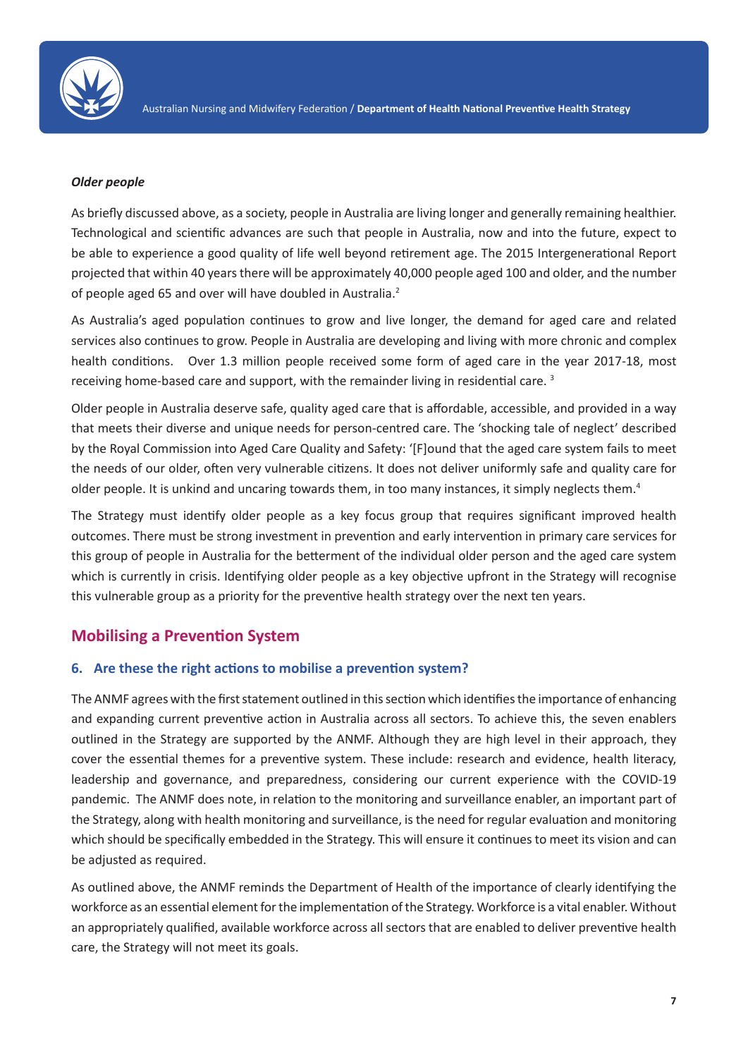***Older people***

As briefly discussed above, as a society, people in Australia are living longer and generally remaining healthier. Technological and scientific advances are such that people in Australia, now and into the future, expect to be able to experience a good quality of life well beyond retirement age. The 2015 Intergenerational Report projected that within 40 years there will be approximately 40,000 people aged 100 and older, and the number of people aged 65 and over will have doubled in Australia.[2]

As Australia's aged population continues to grow and live longer, the demand for aged care and related services also continues to grow. People in Australia are developing and living with more chronic and complex health conditions. Over 1.3 million people received some form of aged care in the year 2017-18, most receiving home-based care and support, with the remainder living in residential care. [3]

Older people in Australia deserve safe, quality aged care that is affordable, accessible, and provided in a way that meets their diverse and unique needs for person-centred care. The 'shocking tale of neglect' described by the Royal Commission into Aged Care Quality and Safety: '[F]ound that the aged care system fails to meet the needs of our older, often very vulnerable citizens. It does not deliver uniformly safe and quality care for older people. It is unkind and uncaring towards them, in too many instances, it simply neglects them.[4]

The Strategy must identify older people as a key focus group that requires significant improved health outcomes. There must be strong investment in prevention and early intervention in primary care services for this group of people in Australia for the betterment of the individual older person and the aged care system which is currently in crisis. Identifying older people as a key objective upfront in the Strategy will recognise this vulnerable group as a priority for the preventive health strategy over the next ten years.

## Mobilising a Prevention System

### 6. Are these the right actions to mobilise a prevention system?

The ANMF agrees with the first statement outlined in this section which identifies the importance of enhancing and expanding current preventive action in Australia across all sectors. To achieve this, the seven enablers outlined in the Strategy are supported by the ANMF. Although they are high level in their approach, they cover the essential themes for a preventive system. These include: research and evidence, health literacy, leadership and governance, and preparedness, considering our current experience with the COVID-19 pandemic. The ANMF does note, in relation to the monitoring and surveillance enabler, an important part of the Strategy, along with health monitoring and surveillance, is the need for regular evaluation and monitoring which should be specifically embedded in the Strategy. This will ensure it continues to meet its vision and can be adjusted as required.

As outlined above, the ANMF reminds the Department of Health of the importance of clearly identifying the workforce as an essential element for the implementation of the Strategy. Workforce is a vital enabler. Without an appropriately qualified, available workforce across all sectors that are enabled to deliver preventive health care, the Strategy will not meet its goals.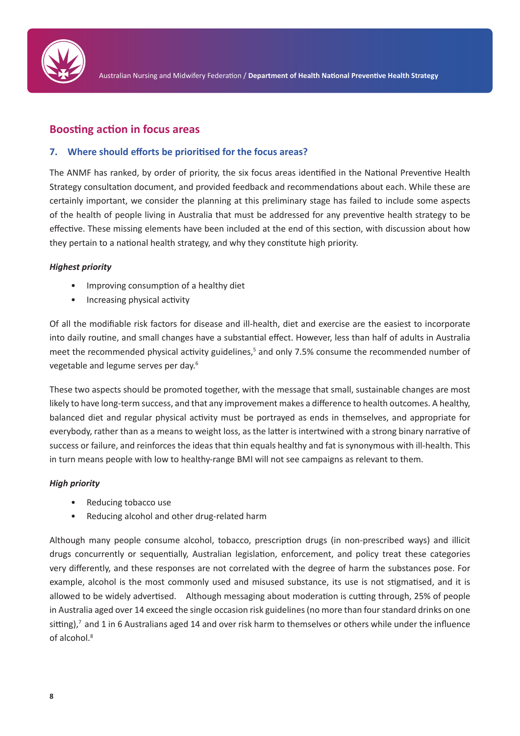## Boosting action in focus areas

### 7. Where should efforts be prioritised for the focus areas?

The ANMF has ranked, by order of priority, the six focus areas identified in the National Preventive Health Strategy consultation document, and provided feedback and recommendations about each. While these are certainly important, we consider the planning at this preliminary stage has failed to include some aspects of the health of people living in Australia that must be addressed for any preventive health strategy to be effective. These missing elements have been included at the end of this section, with discussion about how they pertain to a national health strategy, and why they constitute high priority.

***Highest priority***

- Improving consumption of a healthy diet
- Increasing physical activity

Of all the modifiable risk factors for disease and ill-health, diet and exercise are the easiest to incorporate into daily routine, and small changes have a substantial effect. However, less than half of adults in Australia meet the recommended physical activity guidelines,[5] and only 7.5% consume the recommended number of vegetable and legume serves per day.[6]

These two aspects should be promoted together, with the message that small, sustainable changes are most likely to have long-term success, and that any improvement makes a difference to health outcomes. A healthy, balanced diet and regular physical activity must be portrayed as ends in themselves, and appropriate for everybody, rather than as a means to weight loss, as the latter is intertwined with a strong binary narrative of success or failure, and reinforces the ideas that thin equals healthy and fat is synonymous with ill-health. This in turn means people with low to healthy-range BMI will not see campaigns as relevant to them.

***High priority***

- Reducing tobacco use
- Reducing alcohol and other drug-related harm

Although many people consume alcohol, tobacco, prescription drugs (in non-prescribed ways) and illicit drugs concurrently or sequentially, Australian legislation, enforcement, and policy treat these categories very differently, and these responses are not correlated with the degree of harm the substances pose. For example, alcohol is the most commonly used and misused substance, its use is not stigmatised, and it is allowed to be widely advertised. Although messaging about moderation is cutting through, 25% of people in Australia aged over 14 exceed the single occasion risk guidelines (no more than four standard drinks on one sitting),[7] and 1 in 6 Australians aged 14 and over risk harm to themselves or others while under the influence of alcohol.[8]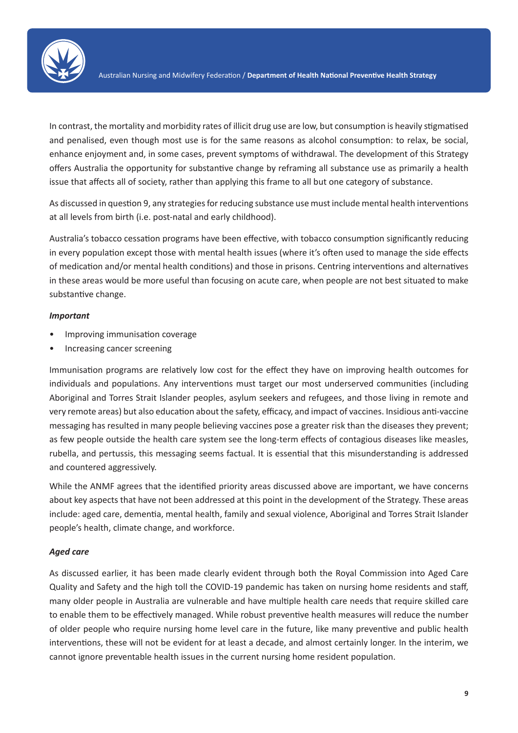In contrast, the mortality and morbidity rates of illicit drug use are low, but consumption is heavily stigmatised and penalised, even though most use is for the same reasons as alcohol consumption: to relax, be social, enhance enjoyment and, in some cases, prevent symptoms of withdrawal. The development of this Strategy offers Australia the opportunity for substantive change by reframing all substance use as primarily a health issue that affects all of society, rather than applying this frame to all but one category of substance.

As discussed in question 9, any strategies for reducing substance use must include mental health interventions at all levels from birth (i.e. post-natal and early childhood).

Australia's tobacco cessation programs have been effective, with tobacco consumption significantly reducing in every population except those with mental health issues (where it's often used to manage the side effects of medication and/or mental health conditions) and those in prisons. Centring interventions and alternatives in these areas would be more useful than focusing on acute care, when people are not best situated to make substantive change.

***Important***

- Improving immunisation coverage
- Increasing cancer screening

Immunisation programs are relatively low cost for the effect they have on improving health outcomes for individuals and populations. Any interventions must target our most underserved communities (including Aboriginal and Torres Strait Islander peoples, asylum seekers and refugees, and those living in remote and very remote areas) but also education about the safety, efficacy, and impact of vaccines. Insidious anti-vaccine messaging has resulted in many people believing vaccines pose a greater risk than the diseases they prevent; as few people outside the health care system see the long-term effects of contagious diseases like measles, rubella, and pertussis, this messaging seems factual. It is essential that this misunderstanding is addressed and countered aggressively.

While the ANMF agrees that the identified priority areas discussed above are important, we have concerns about key aspects that have not been addressed at this point in the development of the Strategy. These areas include: aged care, dementia, mental health, family and sexual violence, Aboriginal and Torres Strait Islander people's health, climate change, and workforce.

***Aged care***

As discussed earlier, it has been made clearly evident through both the Royal Commission into Aged Care Quality and Safety and the high toll the COVID-19 pandemic has taken on nursing home residents and staff, many older people in Australia are vulnerable and have multiple health care needs that require skilled care to enable them to be effectively managed. While robust preventive health measures will reduce the number of older people who require nursing home level care in the future, like many preventive and public health interventions, these will not be evident for at least a decade, and almost certainly longer. In the interim, we cannot ignore preventable health issues in the current nursing home resident population.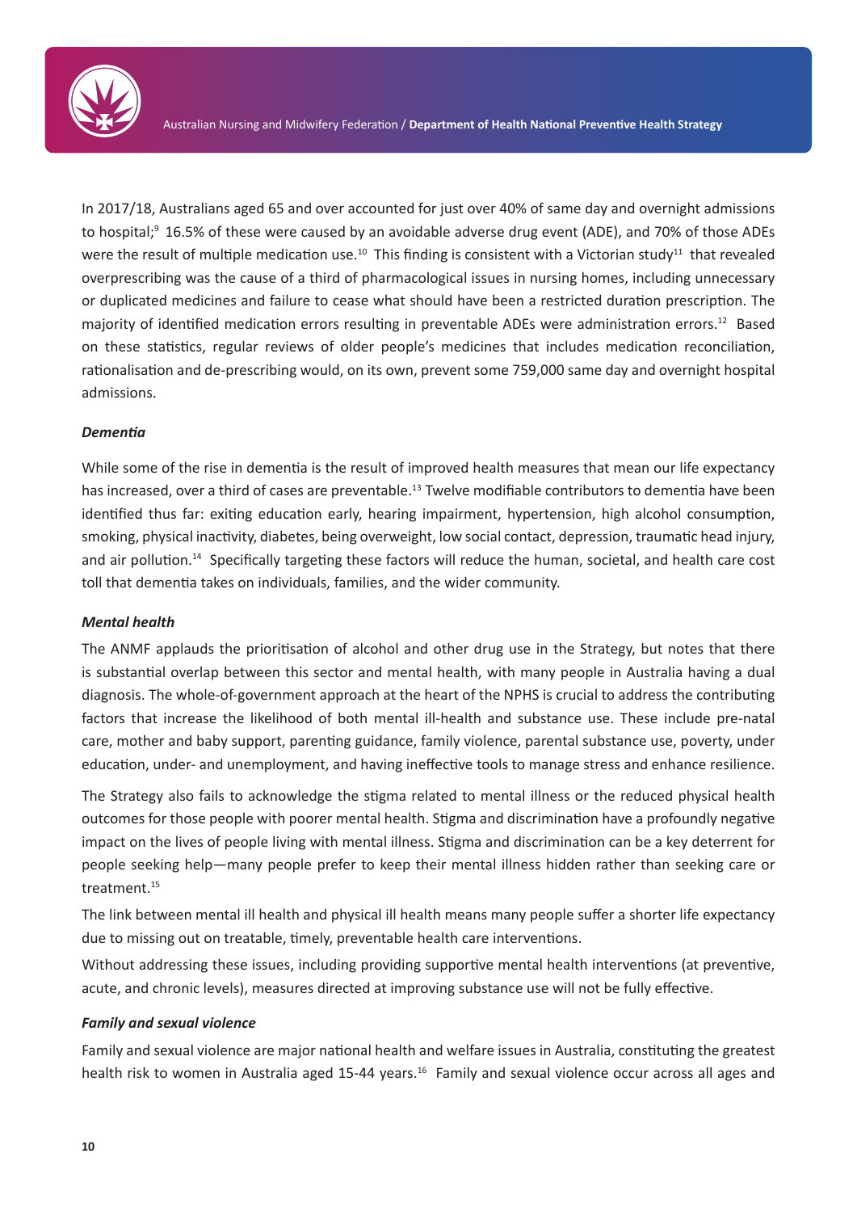In 2017/18, Australians aged 65 and over accounted for just over 40% of same day and overnight admissions to hospital;[9] 16.5% of these were caused by an avoidable adverse drug event (ADE), and 70% of those ADEs were the result of multiple medication use.[10] This finding is consistent with a Victorian study[11] that revealed overprescribing was the cause of a third of pharmacological issues in nursing homes, including unnecessary or duplicated medicines and failure to cease what should have been a restricted duration prescription. The majority of identified medication errors resulting in preventable ADEs were administration errors.[12] Based on these statistics, regular reviews of older people's medicines that includes medication reconciliation, rationalisation and de-prescribing would, on its own, prevent some 759,000 same day and overnight hospital admissions.

***Dementia***

While some of the rise in dementia is the result of improved health measures that mean our life expectancy has increased, over a third of cases are preventable.[13] Twelve modifiable contributors to dementia have been identified thus far: exiting education early, hearing impairment, hypertension, high alcohol consumption, smoking, physical inactivity, diabetes, being overweight, low social contact, depression, traumatic head injury, and air pollution.[14] Specifically targeting these factors will reduce the human, societal, and health care cost toll that dementia takes on individuals, families, and the wider community.

***Mental health***

The ANMF applauds the prioritisation of alcohol and other drug use in the Strategy, but notes that there is substantial overlap between this sector and mental health, with many people in Australia having a dual diagnosis. The whole-of-government approach at the heart of the NPHS is crucial to address the contributing factors that increase the likelihood of both mental ill-health and substance use. These include pre-natal care, mother and baby support, parenting guidance, family violence, parental substance use, poverty, under education, under- and unemployment, and having ineffective tools to manage stress and enhance resilience.

The Strategy also fails to acknowledge the stigma related to mental illness or the reduced physical health outcomes for those people with poorer mental health. Stigma and discrimination have a profoundly negative impact on the lives of people living with mental illness. Stigma and discrimination can be a key deterrent for people seeking help—many people prefer to keep their mental illness hidden rather than seeking care or treatment.[15]

The link between mental ill health and physical ill health means many people suffer a shorter life expectancy due to missing out on treatable, timely, preventable health care interventions.

Without addressing these issues, including providing supportive mental health interventions (at preventive, acute, and chronic levels), measures directed at improving substance use will not be fully effective.

***Family and sexual violence***

Family and sexual violence are major national health and welfare issues in Australia, constituting the greatest health risk to women in Australia aged 15-44 years.[16] Family and sexual violence occur across all ages and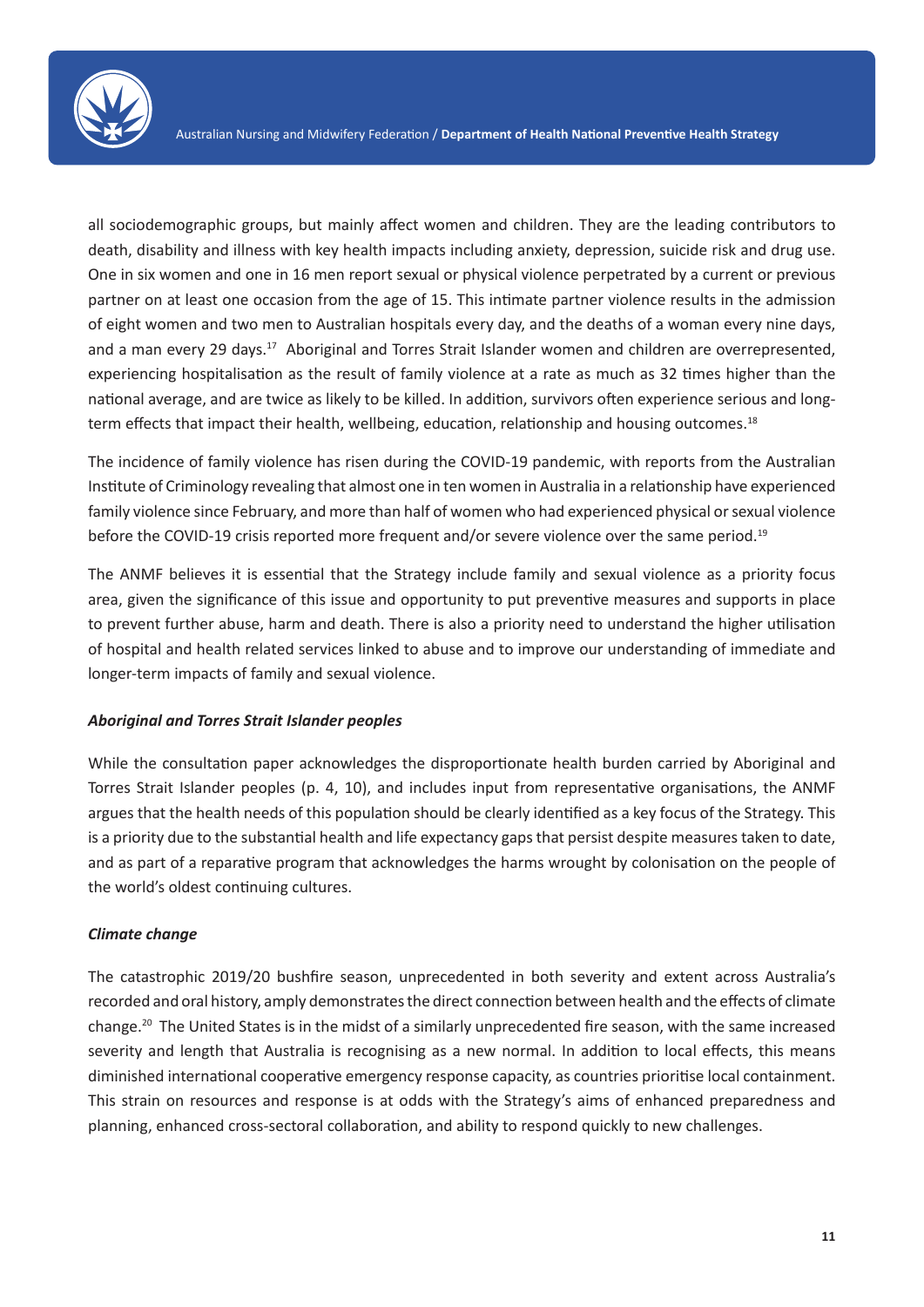all sociodemographic groups, but mainly affect women and children. They are the leading contributors to death, disability and illness with key health impacts including anxiety, depression, suicide risk and drug use. One in six women and one in 16 men report sexual or physical violence perpetrated by a current or previous partner on at least one occasion from the age of 15. This intimate partner violence results in the admission of eight women and two men to Australian hospitals every day, and the deaths of a woman every nine days, and a man every 29 days.[17] Aboriginal and Torres Strait Islander women and children are overrepresented, experiencing hospitalisation as the result of family violence at a rate as much as 32 times higher than the national average, and are twice as likely to be killed. In addition, survivors often experience serious and long-term effects that impact their health, wellbeing, education, relationship and housing outcomes.[18]

The incidence of family violence has risen during the COVID-19 pandemic, with reports from the Australian Institute of Criminology revealing that almost one in ten women in Australia in a relationship have experienced family violence since February, and more than half of women who had experienced physical or sexual violence before the COVID-19 crisis reported more frequent and/or severe violence over the same period.[19]

The ANMF believes it is essential that the Strategy include family and sexual violence as a priority focus area, given the significance of this issue and opportunity to put preventive measures and supports in place to prevent further abuse, harm and death. There is also a priority need to understand the higher utilisation of hospital and health related services linked to abuse and to improve our understanding of immediate and longer-term impacts of family and sexual violence.

***Aboriginal and Torres Strait Islander peoples***

While the consultation paper acknowledges the disproportionate health burden carried by Aboriginal and Torres Strait Islander peoples (p. 4, 10), and includes input from representative organisations, the ANMF argues that the health needs of this population should be clearly identified as a key focus of the Strategy. This is a priority due to the substantial health and life expectancy gaps that persist despite measures taken to date, and as part of a reparative program that acknowledges the harms wrought by colonisation on the people of the world's oldest continuing cultures.

***Climate change***

The catastrophic 2019/20 bushfire season, unprecedented in both severity and extent across Australia's recorded and oral history, amply demonstrates the direct connection between health and the effects of climate change.[20] The United States is in the midst of a similarly unprecedented fire season, with the same increased severity and length that Australia is recognising as a new normal. In addition to local effects, this means diminished international cooperative emergency response capacity, as countries prioritise local containment. This strain on resources and response is at odds with the Strategy's aims of enhanced preparedness and planning, enhanced cross-sectoral collaboration, and ability to respond quickly to new challenges.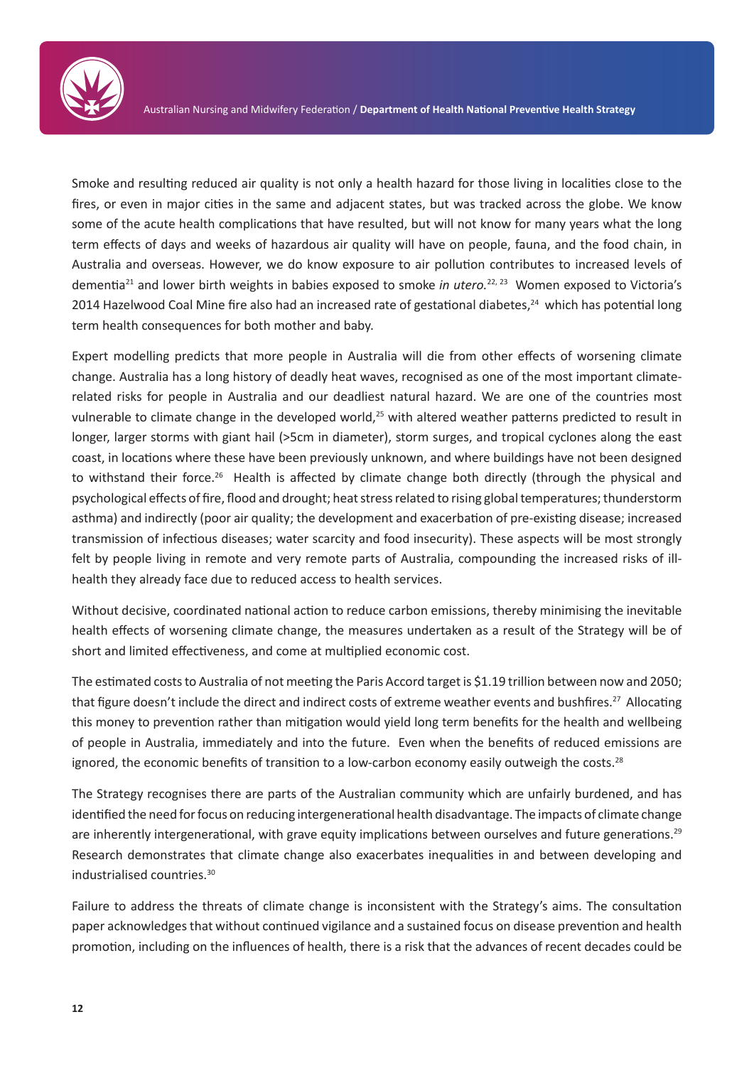Smoke and resulting reduced air quality is not only a health hazard for those living in localities close to the fires, or even in major cities in the same and adjacent states, but was tracked across the globe. We know some of the acute health complications that have resulted, but will not know for many years what the long term effects of days and weeks of hazardous air quality will have on people, fauna, and the food chain, in Australia and overseas. However, we do know exposure to air pollution contributes to increased levels of dementia[21] and lower birth weights in babies exposed to smoke *in utero*.[22, 23] Women exposed to Victoria's 2014 Hazelwood Coal Mine fire also had an increased rate of gestational diabetes,[24] which has potential long term health consequences for both mother and baby.

Expert modelling predicts that more people in Australia will die from other effects of worsening climate change. Australia has a long history of deadly heat waves, recognised as one of the most important climate-related risks for people in Australia and our deadliest natural hazard. We are one of the countries most vulnerable to climate change in the developed world,[25] with altered weather patterns predicted to result in longer, larger storms with giant hail (>5cm in diameter), storm surges, and tropical cyclones along the east coast, in locations where these have been previously unknown, and where buildings have not been designed to withstand their force.[26] Health is affected by climate change both directly (through the physical and psychological effects of fire, flood and drought; heat stress related to rising global temperatures; thunderstorm asthma) and indirectly (poor air quality; the development and exacerbation of pre-existing disease; increased transmission of infectious diseases; water scarcity and food insecurity). These aspects will be most strongly felt by people living in remote and very remote parts of Australia, compounding the increased risks of ill-health they already face due to reduced access to health services.

Without decisive, coordinated national action to reduce carbon emissions, thereby minimising the inevitable health effects of worsening climate change, the measures undertaken as a result of the Strategy will be of short and limited effectiveness, and come at multiplied economic cost.

The estimated costs to Australia of not meeting the Paris Accord target is $1.19 trillion between now and 2050; that figure doesn't include the direct and indirect costs of extreme weather events and bushfires.[27] Allocating this money to prevention rather than mitigation would yield long term benefits for the health and wellbeing of people in Australia, immediately and into the future. Even when the benefits of reduced emissions are ignored, the economic benefits of transition to a low-carbon economy easily outweigh the costs.[28]

The Strategy recognises there are parts of the Australian community which are unfairly burdened, and has identified the need for focus on reducing intergenerational health disadvantage. The impacts of climate change are inherently intergenerational, with grave equity implications between ourselves and future generations.[29] Research demonstrates that climate change also exacerbates inequalities in and between developing and industrialised countries.[30]

Failure to address the threats of climate change is inconsistent with the Strategy's aims. The consultation paper acknowledges that without continued vigilance and a sustained focus on disease prevention and health promotion, including on the influences of health, there is a risk that the advances of recent decades could be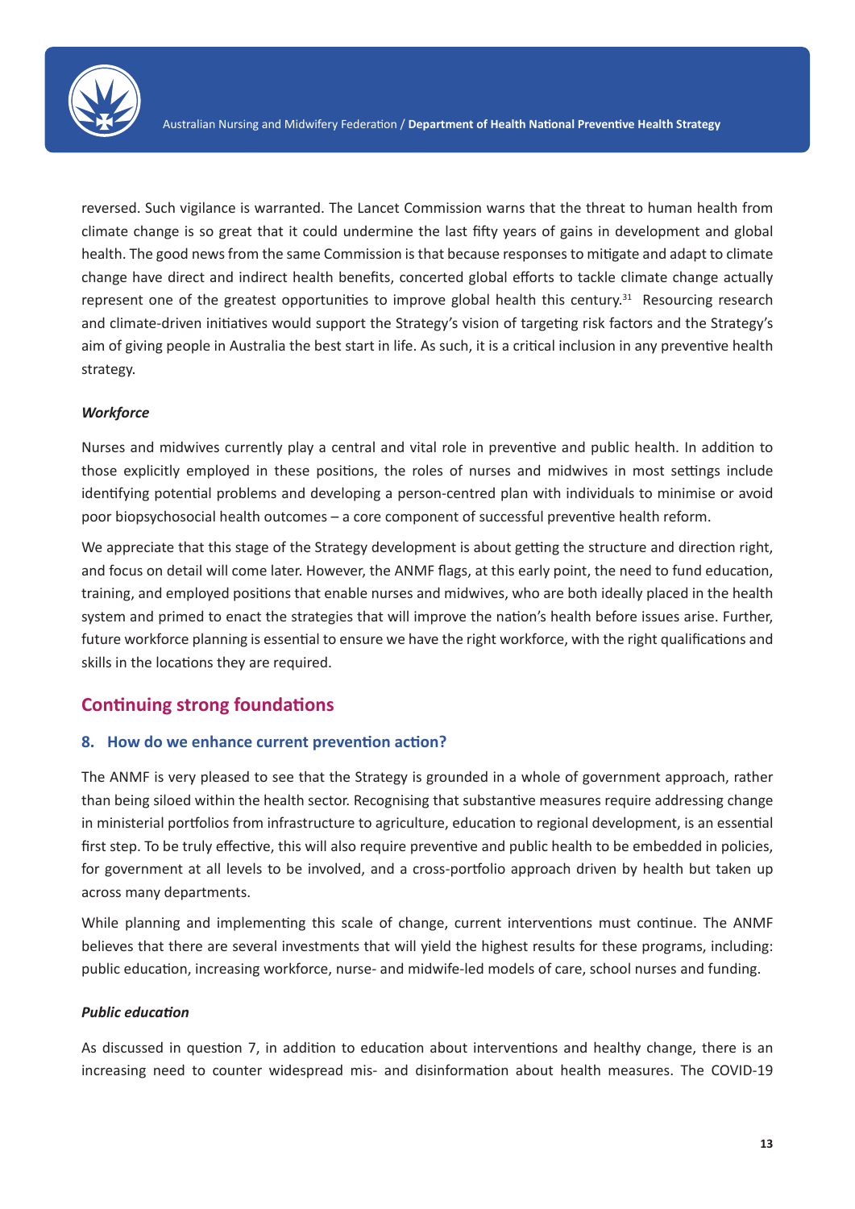reversed. Such vigilance is warranted. The Lancet Commission warns that the threat to human health from climate change is so great that it could undermine the last fifty years of gains in development and global health. The good news from the same Commission is that because responses to mitigate and adapt to climate change have direct and indirect health benefits, concerted global efforts to tackle climate change actually represent one of the greatest opportunities to improve global health this century.[31] Resourcing research and climate-driven initiatives would support the Strategy's vision of targeting risk factors and the Strategy's aim of giving people in Australia the best start in life. As such, it is a critical inclusion in any preventive health strategy.

***Workforce***

Nurses and midwives currently play a central and vital role in preventive and public health. In addition to those explicitly employed in these positions, the roles of nurses and midwives in most settings include identifying potential problems and developing a person-centred plan with individuals to minimise or avoid poor biopsychosocial health outcomes – a core component of successful preventive health reform.

We appreciate that this stage of the Strategy development is about getting the structure and direction right, and focus on detail will come later. However, the ANMF flags, at this early point, the need to fund education, training, and employed positions that enable nurses and midwives, who are both ideally placed in the health system and primed to enact the strategies that will improve the nation's health before issues arise. Further, future workforce planning is essential to ensure we have the right workforce, with the right qualifications and skills in the locations they are required.

## Continuing strong foundations

### 8. How do we enhance current prevention action?

The ANMF is very pleased to see that the Strategy is grounded in a whole of government approach, rather than being siloed within the health sector. Recognising that substantive measures require addressing change in ministerial portfolios from infrastructure to agriculture, education to regional development, is an essential first step. To be truly effective, this will also require preventive and public health to be embedded in policies, for government at all levels to be involved, and a cross-portfolio approach driven by health but taken up across many departments.

While planning and implementing this scale of change, current interventions must continue. The ANMF believes that there are several investments that will yield the highest results for these programs, including: public education, increasing workforce, nurse- and midwife-led models of care, school nurses and funding.

***Public education***

As discussed in question 7, in addition to education about interventions and healthy change, there is an increasing need to counter widespread mis- and disinformation about health measures. The COVID-19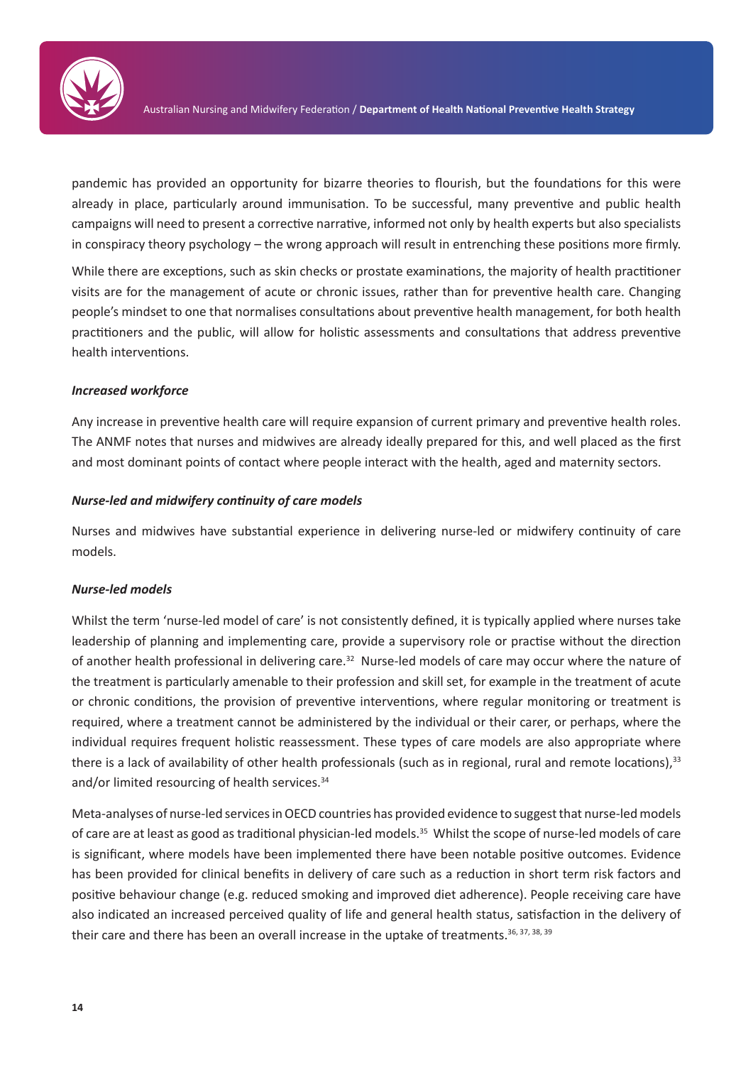pandemic has provided an opportunity for bizarre theories to flourish, but the foundations for this were already in place, particularly around immunisation. To be successful, many preventive and public health campaigns will need to present a corrective narrative, informed not only by health experts but also specialists in conspiracy theory psychology – the wrong approach will result in entrenching these positions more firmly.

While there are exceptions, such as skin checks or prostate examinations, the majority of health practitioner visits are for the management of acute or chronic issues, rather than for preventive health care. Changing people's mindset to one that normalises consultations about preventive health management, for both health practitioners and the public, will allow for holistic assessments and consultations that address preventive health interventions.

***Increased workforce***

Any increase in preventive health care will require expansion of current primary and preventive health roles. The ANMF notes that nurses and midwives are already ideally prepared for this, and well placed as the first and most dominant points of contact where people interact with the health, aged and maternity sectors.

***Nurse-led and midwifery continuity of care models***

Nurses and midwives have substantial experience in delivering nurse-led or midwifery continuity of care models.

***Nurse-led models***

Whilst the term 'nurse-led model of care' is not consistently defined, it is typically applied where nurses take leadership of planning and implementing care, provide a supervisory role or practise without the direction of another health professional in delivering care.[32] Nurse-led models of care may occur where the nature of the treatment is particularly amenable to their profession and skill set, for example in the treatment of acute or chronic conditions, the provision of preventive interventions, where regular monitoring or treatment is required, where a treatment cannot be administered by the individual or their carer, or perhaps, where the individual requires frequent holistic reassessment. These types of care models are also appropriate where there is a lack of availability of other health professionals (such as in regional, rural and remote locations),[33] and/or limited resourcing of health services.[34]

Meta-analyses of nurse-led services in OECD countries has provided evidence to suggest that nurse-led models of care are at least as good as traditional physician-led models.[35] Whilst the scope of nurse-led models of care is significant, where models have been implemented there have been notable positive outcomes. Evidence has been provided for clinical benefits in delivery of care such as a reduction in short term risk factors and positive behaviour change (e.g. reduced smoking and improved diet adherence). People receiving care have also indicated an increased perceived quality of life and general health status, satisfaction in the delivery of their care and there has been an overall increase in the uptake of treatments.[36, 37, 38, 39]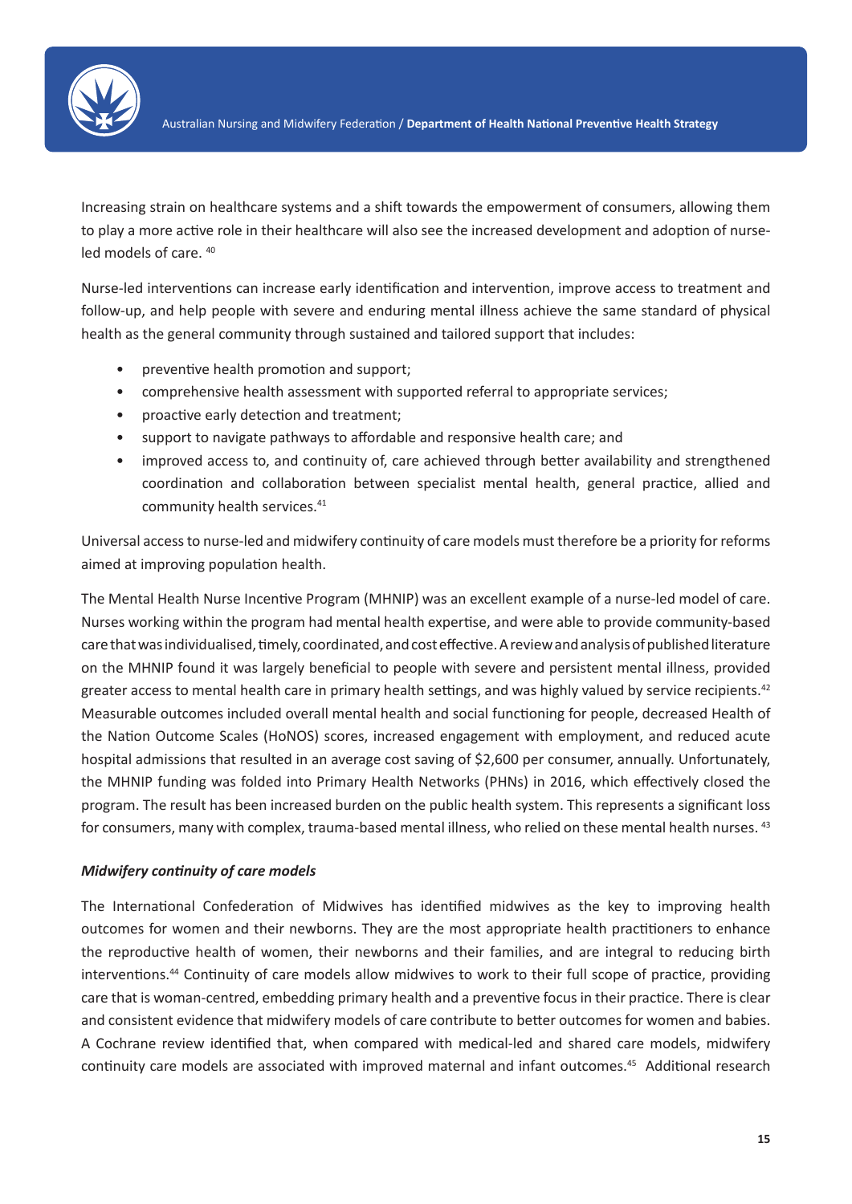Increasing strain on healthcare systems and a shift towards the empowerment of consumers, allowing them to play a more active role in their healthcare will also see the increased development and adoption of nurse-led models of care. [40]

Nurse-led interventions can increase early identification and intervention, improve access to treatment and follow-up, and help people with severe and enduring mental illness achieve the same standard of physical health as the general community through sustained and tailored support that includes:

- preventive health promotion and support;
- comprehensive health assessment with supported referral to appropriate services;
- proactive early detection and treatment;
- support to navigate pathways to affordable and responsive health care; and
- improved access to, and continuity of, care achieved through better availability and strengthened coordination and collaboration between specialist mental health, general practice, allied and community health services.[41]

Universal access to nurse-led and midwifery continuity of care models must therefore be a priority for reforms aimed at improving population health.

The Mental Health Nurse Incentive Program (MHNIP) was an excellent example of a nurse-led model of care. Nurses working within the program had mental health expertise, and were able to provide community-based care that was individualised, timely, coordinated, and cost effective. A review and analysis of published literature on the MHNIP found it was largely beneficial to people with severe and persistent mental illness, provided greater access to mental health care in primary health settings, and was highly valued by service recipients.[42] Measurable outcomes included overall mental health and social functioning for people, decreased Health of the Nation Outcome Scales (HoNOS) scores, increased engagement with employment, and reduced acute hospital admissions that resulted in an average cost saving of $2,600 per consumer, annually. Unfortunately, the MHNIP funding was folded into Primary Health Networks (PHNs) in 2016, which effectively closed the program. The result has been increased burden on the public health system. This represents a significant loss for consumers, many with complex, trauma-based mental illness, who relied on these mental health nurses. [43]

***Midwifery continuity of care models***

The International Confederation of Midwives has identified midwives as the key to improving health outcomes for women and their newborns. They are the most appropriate health practitioners to enhance the reproductive health of women, their newborns and their families, and are integral to reducing birth interventions.[44] Continuity of care models allow midwives to work to their full scope of practice, providing care that is woman-centred, embedding primary health and a preventive focus in their practice. There is clear and consistent evidence that midwifery models of care contribute to better outcomes for women and babies. A Cochrane review identified that, when compared with medical-led and shared care models, midwifery continuity care models are associated with improved maternal and infant outcomes.[45] Additional research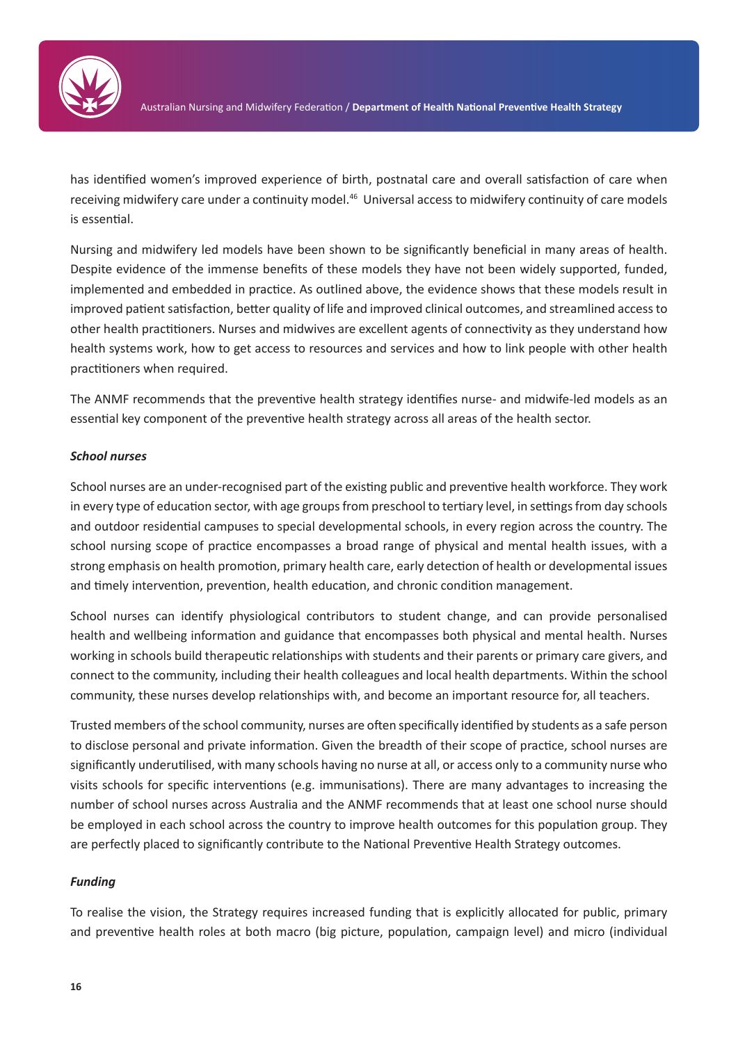has identified women's improved experience of birth, postnatal care and overall satisfaction of care when receiving midwifery care under a continuity model.[46] Universal access to midwifery continuity of care models is essential.

Nursing and midwifery led models have been shown to be significantly beneficial in many areas of health. Despite evidence of the immense benefits of these models they have not been widely supported, funded, implemented and embedded in practice. As outlined above, the evidence shows that these models result in improved patient satisfaction, better quality of life and improved clinical outcomes, and streamlined access to other health practitioners. Nurses and midwives are excellent agents of connectivity as they understand how health systems work, how to get access to resources and services and how to link people with other health practitioners when required.

The ANMF recommends that the preventive health strategy identifies nurse- and midwife-led models as an essential key component of the preventive health strategy across all areas of the health sector.

***School nurses***

School nurses are an under-recognised part of the existing public and preventive health workforce. They work in every type of education sector, with age groups from preschool to tertiary level, in settings from day schools and outdoor residential campuses to special developmental schools, in every region across the country. The school nursing scope of practice encompasses a broad range of physical and mental health issues, with a strong emphasis on health promotion, primary health care, early detection of health or developmental issues and timely intervention, prevention, health education, and chronic condition management.

School nurses can identify physiological contributors to student change, and can provide personalised health and wellbeing information and guidance that encompasses both physical and mental health. Nurses working in schools build therapeutic relationships with students and their parents or primary care givers, and connect to the community, including their health colleagues and local health departments. Within the school community, these nurses develop relationships with, and become an important resource for, all teachers.

Trusted members of the school community, nurses are often specifically identified by students as a safe person to disclose personal and private information. Given the breadth of their scope of practice, school nurses are significantly underutilised, with many schools having no nurse at all, or access only to a community nurse who visits schools for specific interventions (e.g. immunisations). There are many advantages to increasing the number of school nurses across Australia and the ANMF recommends that at least one school nurse should be employed in each school across the country to improve health outcomes for this population group. They are perfectly placed to significantly contribute to the National Preventive Health Strategy outcomes.

***Funding***

To realise the vision, the Strategy requires increased funding that is explicitly allocated for public, primary and preventive health roles at both macro (big picture, population, campaign level) and micro (individual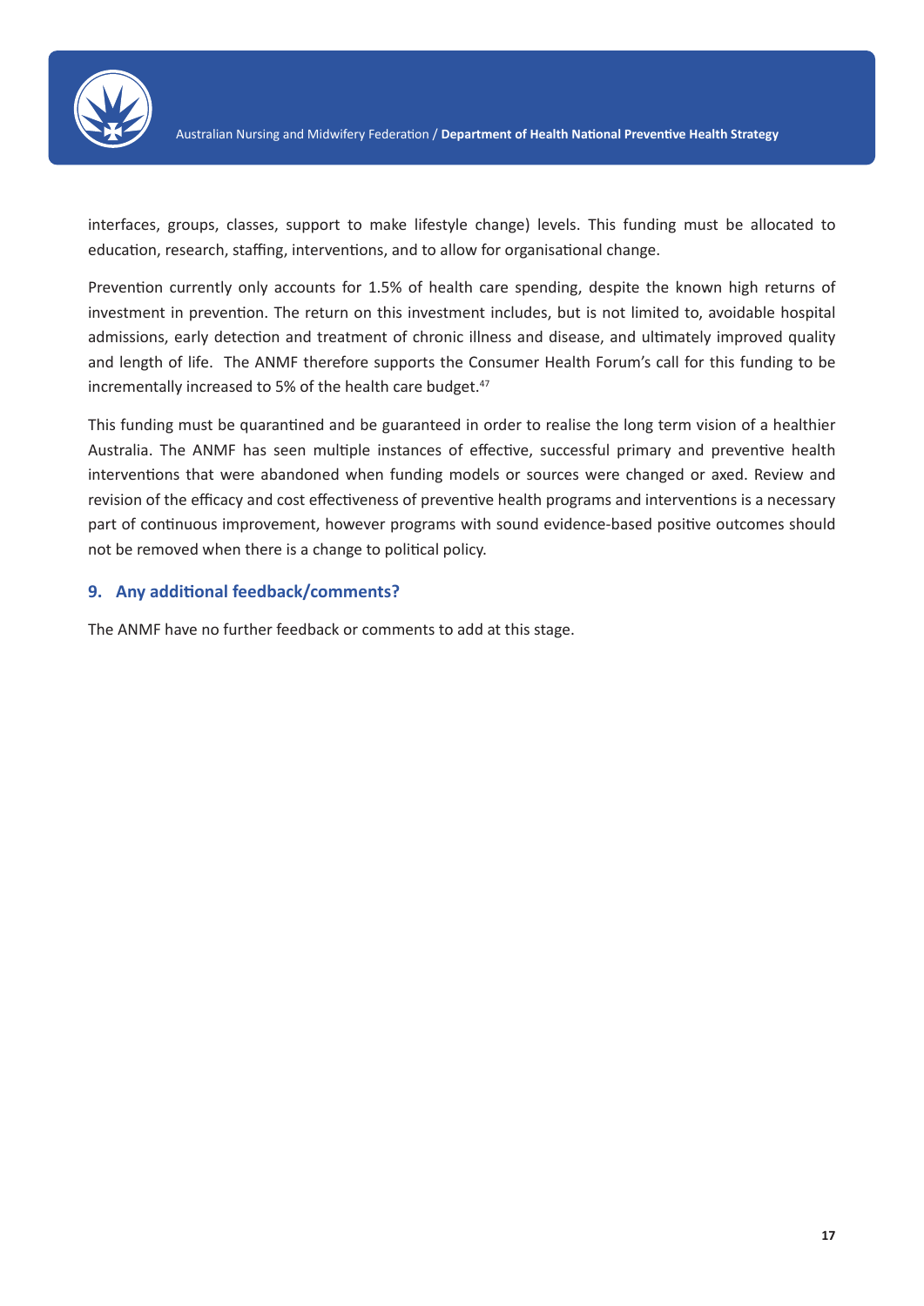interfaces, groups, classes, support to make lifestyle change) levels. This funding must be allocated to education, research, staffing, interventions, and to allow for organisational change.

Prevention currently only accounts for 1.5% of health care spending, despite the known high returns of investment in prevention. The return on this investment includes, but is not limited to, avoidable hospital admissions, early detection and treatment of chronic illness and disease, and ultimately improved quality and length of life. The ANMF therefore supports the Consumer Health Forum's call for this funding to be incrementally increased to 5% of the health care budget.[47]

This funding must be quarantined and be guaranteed in order to realise the long term vision of a healthier Australia. The ANMF has seen multiple instances of effective, successful primary and preventive health interventions that were abandoned when funding models or sources were changed or axed. Review and revision of the efficacy and cost effectiveness of preventive health programs and interventions is a necessary part of continuous improvement, however programs with sound evidence-based positive outcomes should not be removed when there is a change to political policy.

## 9. Any additional feedback/comments?

The ANMF have no further feedback or comments to add at this stage.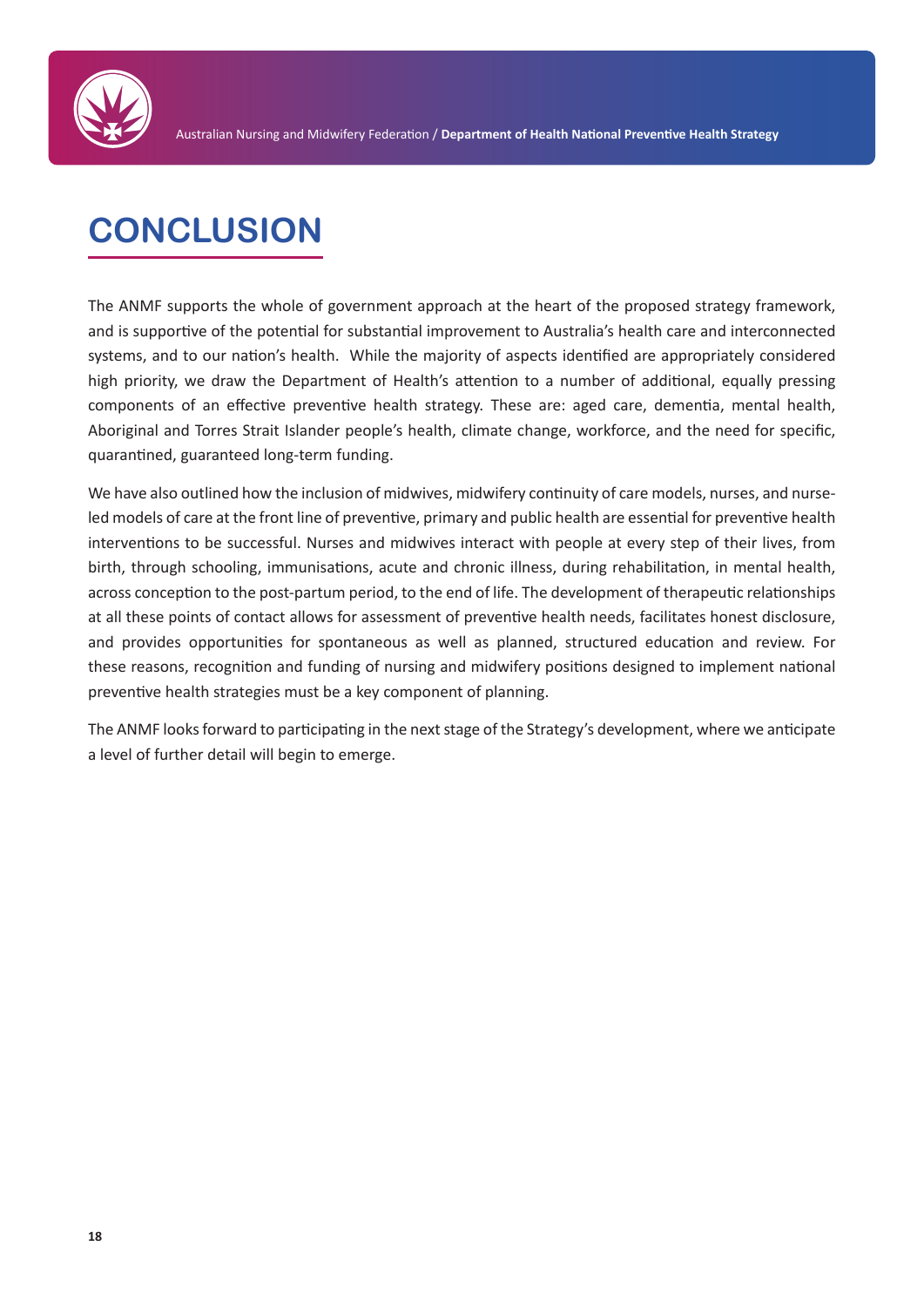# CONCLUSION

The ANMF supports the whole of government approach at the heart of the proposed strategy framework, and is supportive of the potential for substantial improvement to Australia's health care and interconnected systems, and to our nation's health. While the majority of aspects identified are appropriately considered high priority, we draw the Department of Health's attention to a number of additional, equally pressing components of an effective preventive health strategy. These are: aged care, dementia, mental health, Aboriginal and Torres Strait Islander people's health, climate change, workforce, and the need for specific, quarantined, guaranteed long-term funding.

We have also outlined how the inclusion of midwives, midwifery continuity of care models, nurses, and nurse-led models of care at the front line of preventive, primary and public health are essential for preventive health interventions to be successful. Nurses and midwives interact with people at every step of their lives, from birth, through schooling, immunisations, acute and chronic illness, during rehabilitation, in mental health, across conception to the post-partum period, to the end of life. The development of therapeutic relationships at all these points of contact allows for assessment of preventive health needs, facilitates honest disclosure, and provides opportunities for spontaneous as well as planned, structured education and review. For these reasons, recognition and funding of nursing and midwifery positions designed to implement national preventive health strategies must be a key component of planning.

The ANMF looks forward to participating in the next stage of the Strategy's development, where we anticipate a level of further detail will begin to emerge.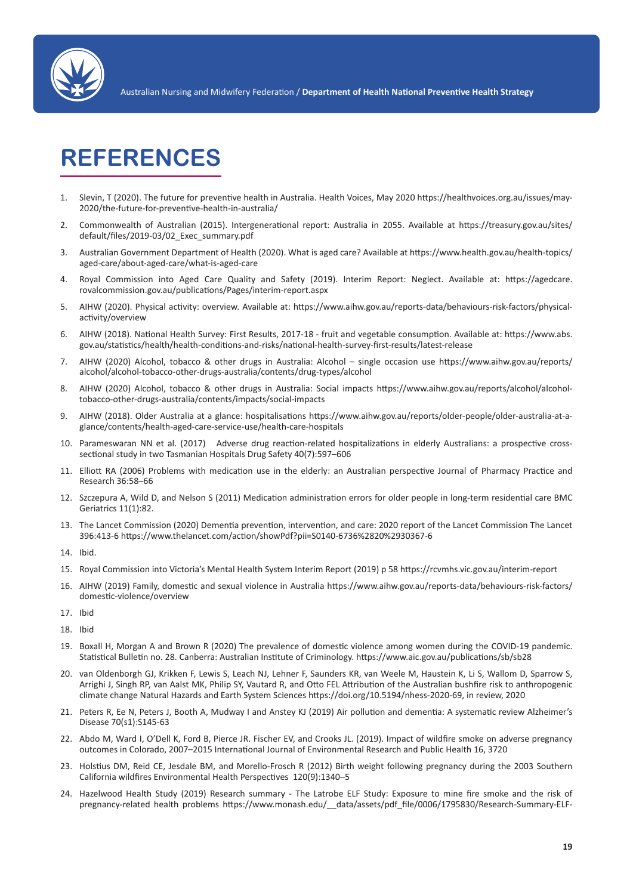# REFERENCES

1. Slevin, T (2020). The future for preventive health in Australia. Health Voices, May 2020 https://healthvoices.org.au/issues/may-2020/the-future-for-preventive-health-in-australia/
2. Commonwealth of Australian (2015). Intergenerational report: Australia in 2055. Available at https://treasury.gov.au/sites/default/files/2019-03/02_Exec_summary.pdf
3. Australian Government Department of Health (2020). What is aged care? Available at https://www.health.gov.au/health-topics/aged-care/about-aged-care/what-is-aged-care
4. Royal Commission into Aged Care Quality and Safety (2019). Interim Report: Neglect. Available at: https://agedcare.royalcommission.gov.au/publications/Pages/interim-report.aspx
5. AIHW (2020). Physical activity: overview. Available at: https://www.aihw.gov.au/reports-data/behaviours-risk-factors/physical-activity/overview
6. AIHW (2018). National Health Survey: First Results, 2017-18 - fruit and vegetable consumption. Available at: https://www.abs.gov.au/statistics/health/health-conditions-and-risks/national-health-survey-first-results/latest-release
7. AIHW (2020) Alcohol, tobacco & other drugs in Australia: Alcohol – single occasion use https://www.aihw.gov.au/reports/alcohol/alcohol-tobacco-other-drugs-australia/contents/drug-types/alcohol
8. AIHW (2020) Alcohol, tobacco & other drugs in Australia: Social impacts https://www.aihw.gov.au/reports/alcohol/alcohol-tobacco-other-drugs-australia/contents/impacts/social-impacts
9. AIHW (2018). Older Australia at a glance: hospitalisations https://www.aihw.gov.au/reports/older-people/older-australia-at-a-glance/contents/health-aged-care-service-use/health-care-hospitals
10. Parameswaran NN et al. (2017) Adverse drug reaction-related hospitalizations in elderly Australians: a prospective cross-sectional study in two Tasmanian Hospitals Drug Safety 40(7):597–606
11. Elliott RA (2006) Problems with medication use in the elderly: an Australian perspective Journal of Pharmacy Practice and Research 36:58–66
12. Szczepura A, Wild D, and Nelson S (2011) Medication administration errors for older people in long-term residential care BMC Geriatrics 11(1):82.
13. The Lancet Commission (2020) Dementia prevention, intervention, and care: 2020 report of the Lancet Commission The Lancet 396:413-6 https://www.thelancet.com/action/showPdf?pii=S0140-6736%2820%2930367-6
14. Ibid.
15. Royal Commission into Victoria's Mental Health System Interim Report (2019) p 58 https://rcvmhs.vic.gov.au/interim-report
16. AIHW (2019) Family, domestic and sexual violence in Australia https://www.aihw.gov.au/reports-data/behaviours-risk-factors/domestic-violence/overview
17. Ibid
18. Ibid
19. Boxall H, Morgan A and Brown R (2020) The prevalence of domestic violence among women during the COVID-19 pandemic. Statistical Bulletin no. 28. Canberra: Australian Institute of Criminology. https://www.aic.gov.au/publications/sb/sb28
20. van Oldenborgh GJ, Krikken F, Lewis S, Leach NJ, Lehner F, Saunders KR, van Weele M, Haustein K, Li S, Wallom D, Sparrow S, Arrighi J, Singh RP, van Aalst MK, Philip SY, Vautard R, and Otto FEL Attribution of the Australian bushfire risk to anthropogenic climate change Natural Hazards and Earth System Sciences https://doi.org/10.5194/nhess-2020-69, in review, 2020
21. Peters R, Ee N, Peters J, Booth A, Mudway I and Anstey KJ (2019) Air pollution and dementia: A systematic review Alzheimer's Disease 70(s1):S145-63
22. Abdo M, Ward I, O'Dell K, Ford B, Pierce JR. Fischer EV, and Crooks JL. (2019). Impact of wildfire smoke on adverse pregnancy outcomes in Colorado, 2007–2015 International Journal of Environmental Research and Public Health 16, 3720
23. Holstius DM, Reid CE, Jesdale BM, and Morello-Frosch R (2012) Birth weight following pregnancy during the 2003 Southern California wildfires Environmental Health Perspectives 120(9):1340–5
24. Hazelwood Health Study (2019) Research summary - The Latrobe ELF Study: Exposure to mine fire smoke and the risk of pregnancy-related health problems https://www.monash.edu/__data/assets/pdf_file/0006/1795830/Research-Summary-ELF-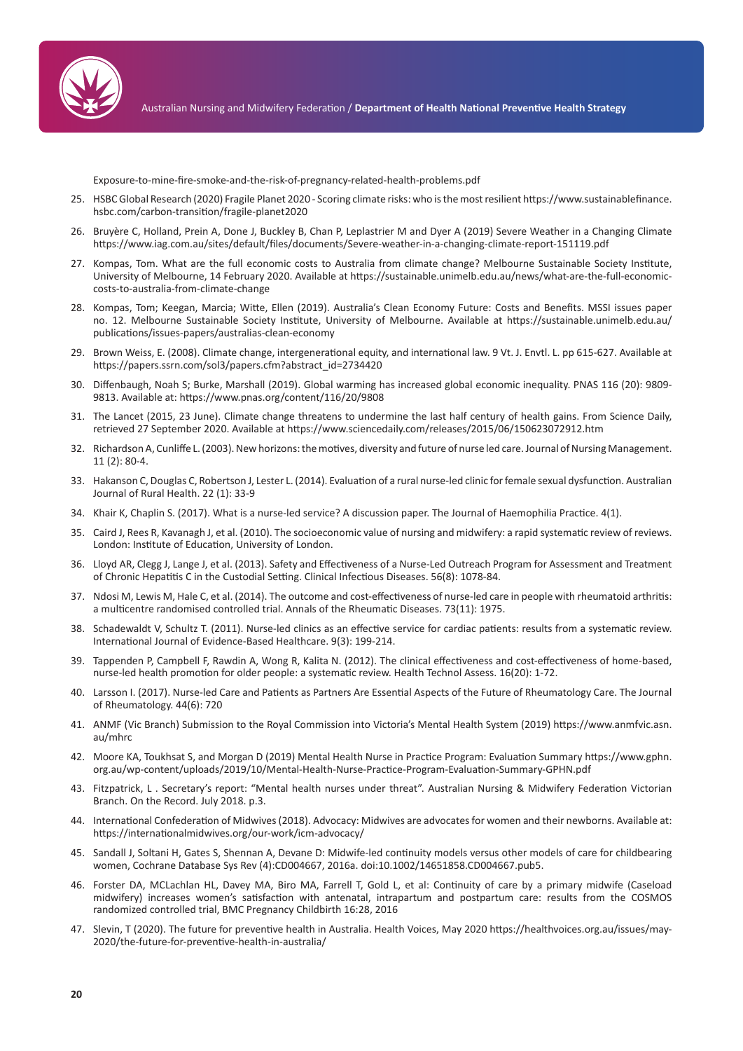Exposure-to-mine-fire-smoke-and-the-risk-of-pregnancy-related-health-problems.pdf

25. HSBC Global Research (2020) Fragile Planet 2020 - Scoring climate risks: who is the most resilient https://www.sustainablefinance.hsbc.com/carbon-transition/fragile-planet2020
26. Bruyère C, Holland, Prein A, Done J, Buckley B, Chan P, Leplastrier M and Dyer A (2019) Severe Weather in a Changing Climate https://www.iag.com.au/sites/default/files/documents/Severe-weather-in-a-changing-climate-report-151119.pdf
27. Kompas, Tom. What are the full economic costs to Australia from climate change? Melbourne Sustainable Society Institute, University of Melbourne, 14 February 2020. Available at https://sustainable.unimelb.edu.au/news/what-are-the-full-economic-costs-to-australia-from-climate-change
28. Kompas, Tom; Keegan, Marcia; Witte, Ellen (2019). Australia's Clean Economy Future: Costs and Benefits. MSSI issues paper no. 12. Melbourne Sustainable Society Institute, University of Melbourne. Available at https://sustainable.unimelb.edu.au/publications/issues-papers/australias-clean-economy
29. Brown Weiss, E. (2008). Climate change, intergenerational equity, and international law. 9 Vt. J. Envtl. L. pp 615-627. Available at https://papers.ssrn.com/sol3/papers.cfm?abstract_id=2734420
30. Diffenbaugh, Noah S; Burke, Marshall (2019). Global warming has increased global economic inequality. PNAS 116 (20): 9809-9813. Available at: https://www.pnas.org/content/116/20/9808
31. The Lancet (2015, 23 June). Climate change threatens to undermine the last half century of health gains. From Science Daily, retrieved 27 September 2020. Available at https://www.sciencedaily.com/releases/2015/06/150623072912.htm
32. Richardson A, Cunliffe L. (2003). New horizons: the motives, diversity and future of nurse led care. Journal of Nursing Management. 11 (2): 80-4.
33. Hakanson C, Douglas C, Robertson J, Lester L. (2014). Evaluation of a rural nurse-led clinic for female sexual dysfunction. Australian Journal of Rural Health. 22 (1): 33-9
34. Khair K, Chaplin S. (2017). What is a nurse-led service? A discussion paper. The Journal of Haemophilia Practice. 4(1).
35. Caird J, Rees R, Kavanagh J, et al. (2010). The socioeconomic value of nursing and midwifery: a rapid systematic review of reviews. London: Institute of Education, University of London.
36. Lloyd AR, Clegg J, Lange J, et al. (2013). Safety and Effectiveness of a Nurse-Led Outreach Program for Assessment and Treatment of Chronic Hepatitis C in the Custodial Setting. Clinical Infectious Diseases. 56(8): 1078-84.
37. Ndosi M, Lewis M, Hale C, et al. (2014). The outcome and cost-effectiveness of nurse-led care in people with rheumatoid arthritis: a multicentre randomised controlled trial. Annals of the Rheumatic Diseases. 73(11): 1975.
38. Schadewaldt V, Schultz T. (2011). Nurse-led clinics as an effective service for cardiac patients: results from a systematic review. International Journal of Evidence-Based Healthcare. 9(3): 199-214.
39. Tappenden P, Campbell F, Rawdin A, Wong R, Kalita N. (2012). The clinical effectiveness and cost-effectiveness of home-based, nurse-led health promotion for older people: a systematic review. Health Technol Assess. 16(20): 1-72.
40. Larsson I. (2017). Nurse-led Care and Patients as Partners Are Essential Aspects of the Future of Rheumatology Care. The Journal of Rheumatology. 44(6): 720
41. ANMF (Vic Branch) Submission to the Royal Commission into Victoria's Mental Health System (2019) https://www.anmfvic.asn.au/mhrc
42. Moore KA, Toukhsat S, and Morgan D (2019) Mental Health Nurse in Practice Program: Evaluation Summary https://www.gphn.org.au/wp-content/uploads/2019/10/Mental-Health-Nurse-Practice-Program-Evaluation-Summary-GPHN.pdf
43. Fitzpatrick, L . Secretary's report: "Mental health nurses under threat". Australian Nursing & Midwifery Federation Victorian Branch. On the Record. July 2018. p.3.
44. International Confederation of Midwives (2018). Advocacy: Midwives are advocates for women and their newborns. Available at: https://internationalmidwives.org/our-work/icm-advocacy/
45. Sandall J, Soltani H, Gates S, Shennan A, Devane D: Midwife-led continuity models versus other models of care for childbearing women, Cochrane Database Sys Rev (4):CD004667, 2016a. doi:10.1002/14651858.CD004667.pub5.
46. Forster DA, MCLachlan HL, Davey MA, Biro MA, Farrell T, Gold L, et al: Continuity of care by a primary midwife (Caseload midwifery) increases women's satisfaction with antenatal, intrapartum and postpartum care: results from the COSMOS randomized controlled trial, BMC Pregnancy Childbirth 16:28, 2016
47. Slevin, T (2020). The future for preventive health in Australia. Health Voices, May 2020 https://healthvoices.org.au/issues/may-2020/the-future-for-preventive-health-in-australia/